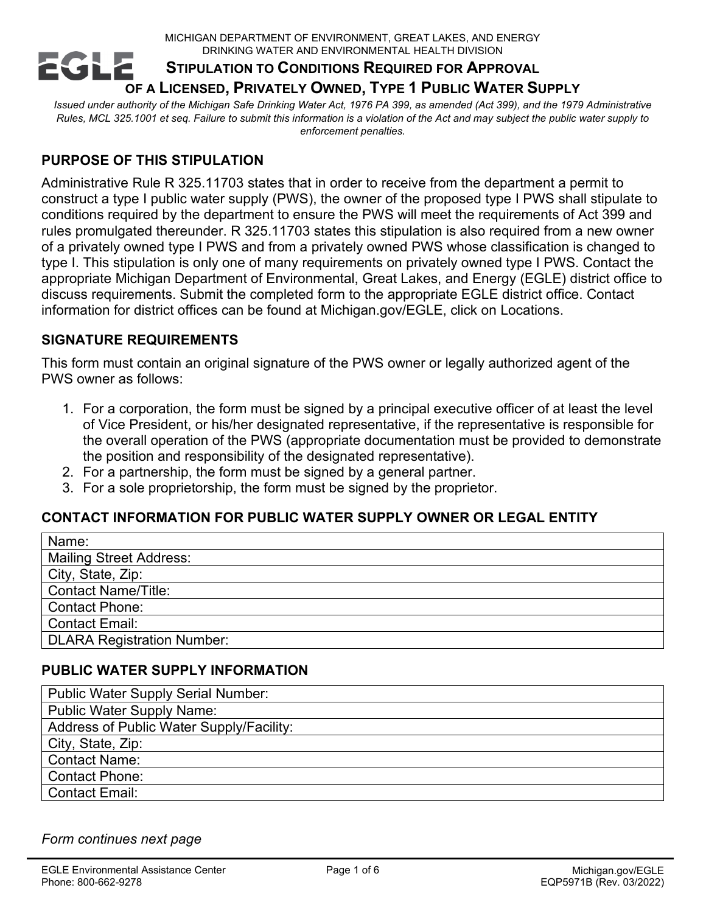MICHIGAN DEPARTMENT OF ENVIRONMENT, GREAT LAKES, AND ENERGY
DRINKING WATER AND ENVIRONMENTAL HEALTH DIVISION

# STIPULATION TO CONDITIONS REQUIRED FOR APPROVAL OF A LICENSED, PRIVATELY OWNED, TYPE 1 PUBLIC WATER SUPPLY

*Issued under authority of the Michigan Safe Drinking Water Act, 1976 PA 399, as amended (Act 399), and the 1979 Administrative Rules, MCL 325.1001 et seq. Failure to submit this information is a violation of the Act and may subject the public water supply to enforcement penalties.*

## PURPOSE OF THIS STIPULATION

Administrative Rule R 325.11703 states that in order to receive from the department a permit to construct a type I public water supply (PWS), the owner of the proposed type I PWS shall stipulate to conditions required by the department to ensure the PWS will meet the requirements of Act 399 and rules promulgated thereunder. R 325.11703 states this stipulation is also required from a new owner of a privately owned type I PWS and from a privately owned PWS whose classification is changed to type I. This stipulation is only one of many requirements on privately owned type I PWS. Contact the appropriate Michigan Department of Environmental, Great Lakes, and Energy (EGLE) district office to discuss requirements. Submit the completed form to the appropriate EGLE district office. Contact information for district offices can be found at Michigan.gov/EGLE, click on Locations.

## SIGNATURE REQUIREMENTS

This form must contain an original signature of the PWS owner or legally authorized agent of the PWS owner as follows:

1. For a corporation, the form must be signed by a principal executive officer of at least the level of Vice President, or his/her designated representative, if the representative is responsible for the overall operation of the PWS (appropriate documentation must be provided to demonstrate the position and responsibility of the designated representative).
2. For a partnership, the form must be signed by a general partner.
3. For a sole proprietorship, the form must be signed by the proprietor.

## CONTACT INFORMATION FOR PUBLIC WATER SUPPLY OWNER OR LEGAL ENTITY

| Name: |
|---|
| Mailing Street Address: |
| City, State, Zip: |
| Contact Name/Title: |
| Contact Phone: |
| Contact Email: |
| DLARA Registration Number: |

## PUBLIC WATER SUPPLY INFORMATION

| Public Water Supply Serial Number: |
|---|
| Public Water Supply Name: |
| Address of Public Water Supply/Facility: |
| City, State, Zip: |
| Contact Name: |
| Contact Phone: |
| Contact Email: |

*Form continues next page*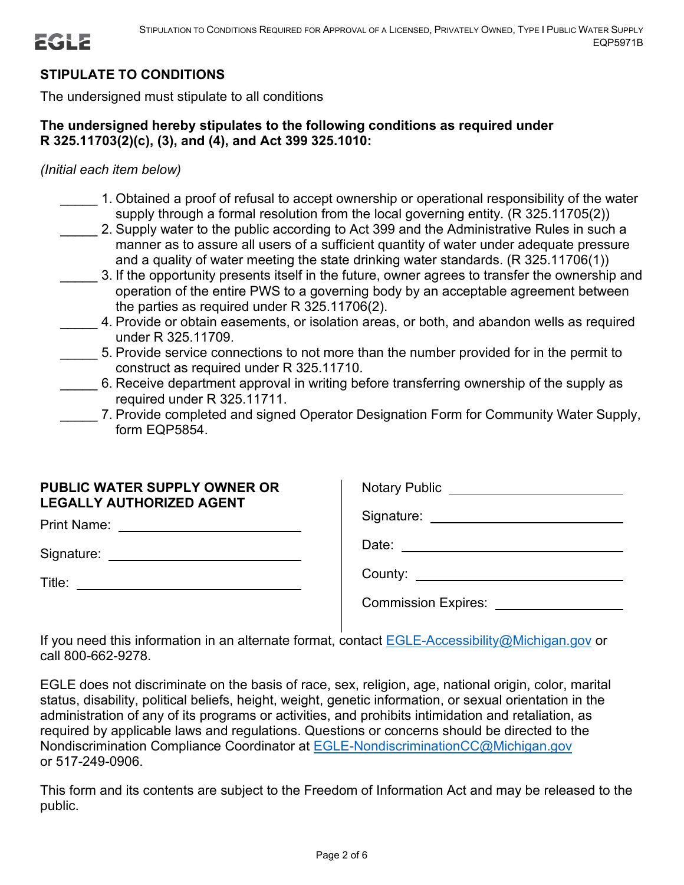## STIPULATE TO CONDITIONS

The undersigned must stipulate to all conditions

**The undersigned hereby stipulates to the following conditions as required under R 325.11703(2)(c), (3), and (4), and Act 399 325.1010:**

*(Initial each item below)*

_____ 1. Obtained a proof of refusal to accept ownership or operational responsibility of the water supply through a formal resolution from the local governing entity. (R 325.11705(2))

_____ 2. Supply water to the public according to Act 399 and the Administrative Rules in such a manner as to assure all users of a sufficient quantity of water under adequate pressure and a quality of water meeting the state drinking water standards. (R 325.11706(1))

_____ 3. If the opportunity presents itself in the future, owner agrees to transfer the ownership and operation of the entire PWS to a governing body by an acceptable agreement between the parties as required under R 325.11706(2).

_____ 4. Provide or obtain easements, or isolation areas, or both, and abandon wells as required under R 325.11709.

_____ 5. Provide service connections to not more than the number provided for in the permit to construct as required under R 325.11710.

_____ 6. Receive department approval in writing before transferring ownership of the supply as required under R 325.11711.

_____ 7. Provide completed and signed Operator Designation Form for Community Water Supply, form EQP5854.

**PUBLIC WATER SUPPLY OWNER OR LEGALLY AUTHORIZED AGENT**

Print Name: ____________________________

Signature: ____________________________

Title: ____________________________

Notary Public ____________________________

Signature: ____________________________

Date: ____________________________

County: ____________________________

Commission Expires: ____________________

If you need this information in an alternate format, contact EGLE-Accessibility@Michigan.gov or call 800-662-9278.

EGLE does not discriminate on the basis of race, sex, religion, age, national origin, color, marital status, disability, political beliefs, height, weight, genetic information, or sexual orientation in the administration of any of its programs or activities, and prohibits intimidation and retaliation, as required by applicable laws and regulations. Questions or concerns should be directed to the Nondiscrimination Compliance Coordinator at EGLE-NondiscriminationCC@Michigan.gov or 517-249-0906.

This form and its contents are subject to the Freedom of Information Act and may be released to the public.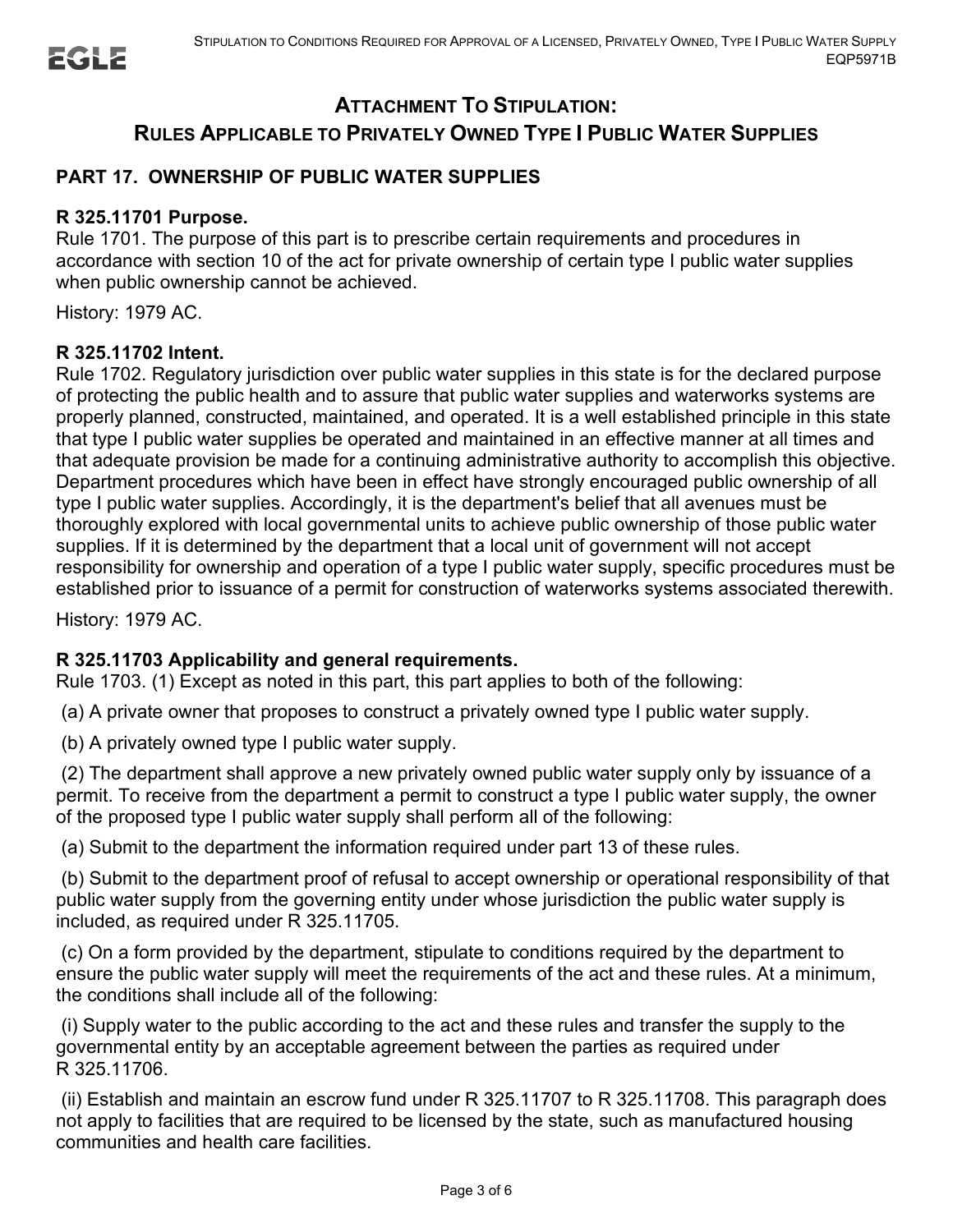## ATTACHMENT TO STIPULATION:
## RULES APPLICABLE TO PRIVATELY OWNED TYPE I PUBLIC WATER SUPPLIES

### PART 17. OWNERSHIP OF PUBLIC WATER SUPPLIES

**R 325.11701 Purpose.**

Rule 1701. The purpose of this part is to prescribe certain requirements and procedures in accordance with section 10 of the act for private ownership of certain type I public water supplies when public ownership cannot be achieved.

History: 1979 AC.

**R 325.11702 Intent.**

Rule 1702. Regulatory jurisdiction over public water supplies in this state is for the declared purpose of protecting the public health and to assure that public water supplies and waterworks systems are properly planned, constructed, maintained, and operated. It is a well established principle in this state that type I public water supplies be operated and maintained in an effective manner at all times and that adequate provision be made for a continuing administrative authority to accomplish this objective. Department procedures which have been in effect have strongly encouraged public ownership of all type I public water supplies. Accordingly, it is the department's belief that all avenues must be thoroughly explored with local governmental units to achieve public ownership of those public water supplies. If it is determined by the department that a local unit of government will not accept responsibility for ownership and operation of a type I public water supply, specific procedures must be established prior to issuance of a permit for construction of waterworks systems associated therewith.

History: 1979 AC.

**R 325.11703 Applicability and general requirements.**

Rule 1703. (1) Except as noted in this part, this part applies to both of the following:

(a) A private owner that proposes to construct a privately owned type I public water supply.

(b) A privately owned type I public water supply.

(2) The department shall approve a new privately owned public water supply only by issuance of a permit. To receive from the department a permit to construct a type I public water supply, the owner of the proposed type I public water supply shall perform all of the following:

(a) Submit to the department the information required under part 13 of these rules.

(b) Submit to the department proof of refusal to accept ownership or operational responsibility of that public water supply from the governing entity under whose jurisdiction the public water supply is included, as required under R 325.11705.

(c) On a form provided by the department, stipulate to conditions required by the department to ensure the public water supply will meet the requirements of the act and these rules. At a minimum, the conditions shall include all of the following:

(i) Supply water to the public according to the act and these rules and transfer the supply to the governmental entity by an acceptable agreement between the parties as required under R 325.11706.

(ii) Establish and maintain an escrow fund under R 325.11707 to R 325.11708. This paragraph does not apply to facilities that are required to be licensed by the state, such as manufactured housing communities and health care facilities.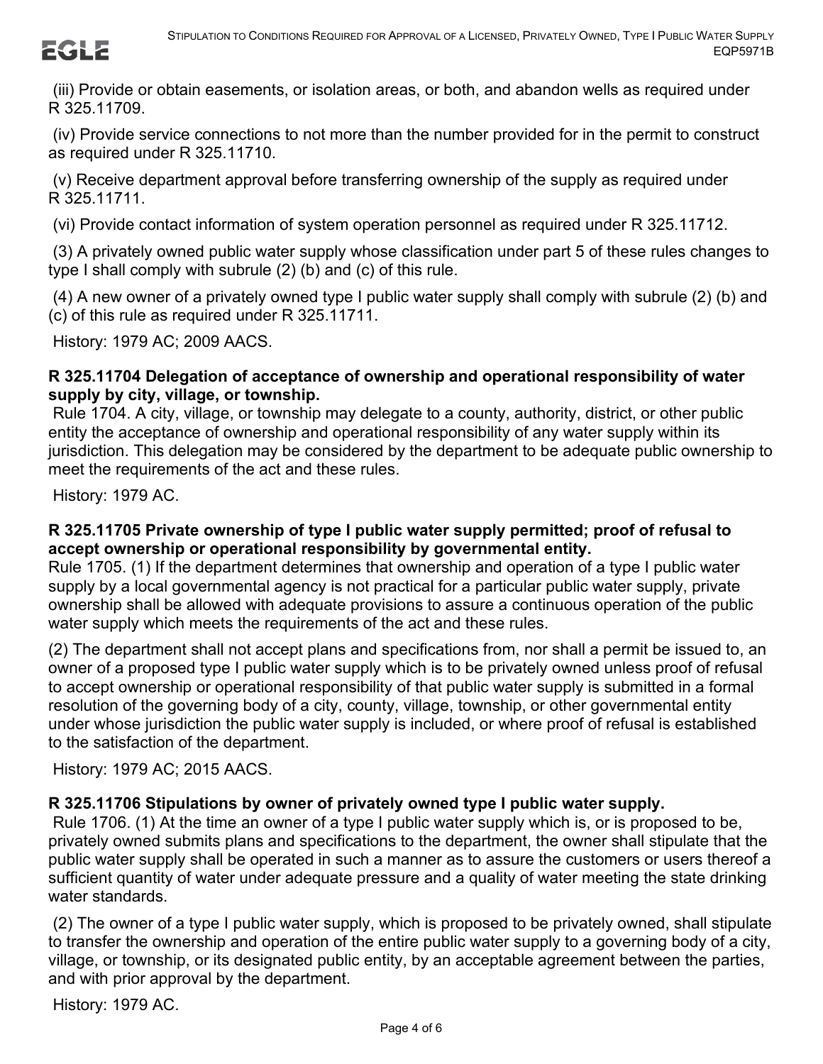(iii) Provide or obtain easements, or isolation areas, or both, and abandon wells as required under R 325.11709.

(iv) Provide service connections to not more than the number provided for in the permit to construct as required under R 325.11710.

(v) Receive department approval before transferring ownership of the supply as required under R 325.11711.

(vi) Provide contact information of system operation personnel as required under R 325.11712.

(3) A privately owned public water supply whose classification under part 5 of these rules changes to type I shall comply with subrule (2) (b) and (c) of this rule.

(4) A new owner of a privately owned type I public water supply shall comply with subrule (2) (b) and (c) of this rule as required under R 325.11711.

History: 1979 AC; 2009 AACS.

**R 325.11704 Delegation of acceptance of ownership and operational responsibility of water supply by city, village, or township.**

Rule 1704. A city, village, or township may delegate to a county, authority, district, or other public entity the acceptance of ownership and operational responsibility of any water supply within its jurisdiction. This delegation may be considered by the department to be adequate public ownership to meet the requirements of the act and these rules.

History: 1979 AC.

**R 325.11705 Private ownership of type I public water supply permitted; proof of refusal to accept ownership or operational responsibility by governmental entity.**

Rule 1705. (1) If the department determines that ownership and operation of a type I public water supply by a local governmental agency is not practical for a particular public water supply, private ownership shall be allowed with adequate provisions to assure a continuous operation of the public water supply which meets the requirements of the act and these rules.

(2) The department shall not accept plans and specifications from, nor shall a permit be issued to, an owner of a proposed type I public water supply which is to be privately owned unless proof of refusal to accept ownership or operational responsibility of that public water supply is submitted in a formal resolution of the governing body of a city, county, village, township, or other governmental entity under whose jurisdiction the public water supply is included, or where proof of refusal is established to the satisfaction of the department.

History: 1979 AC; 2015 AACS.

**R 325.11706 Stipulations by owner of privately owned type I public water supply.**

Rule 1706. (1) At the time an owner of a type I public water supply which is, or is proposed to be, privately owned submits plans and specifications to the department, the owner shall stipulate that the public water supply shall be operated in such a manner as to assure the customers or users thereof a sufficient quantity of water under adequate pressure and a quality of water meeting the state drinking water standards.

(2) The owner of a type I public water supply, which is proposed to be privately owned, shall stipulate to transfer the ownership and operation of the entire public water supply to a governing body of a city, village, or township, or its designated public entity, by an acceptable agreement between the parties, and with prior approval by the department.

History: 1979 AC.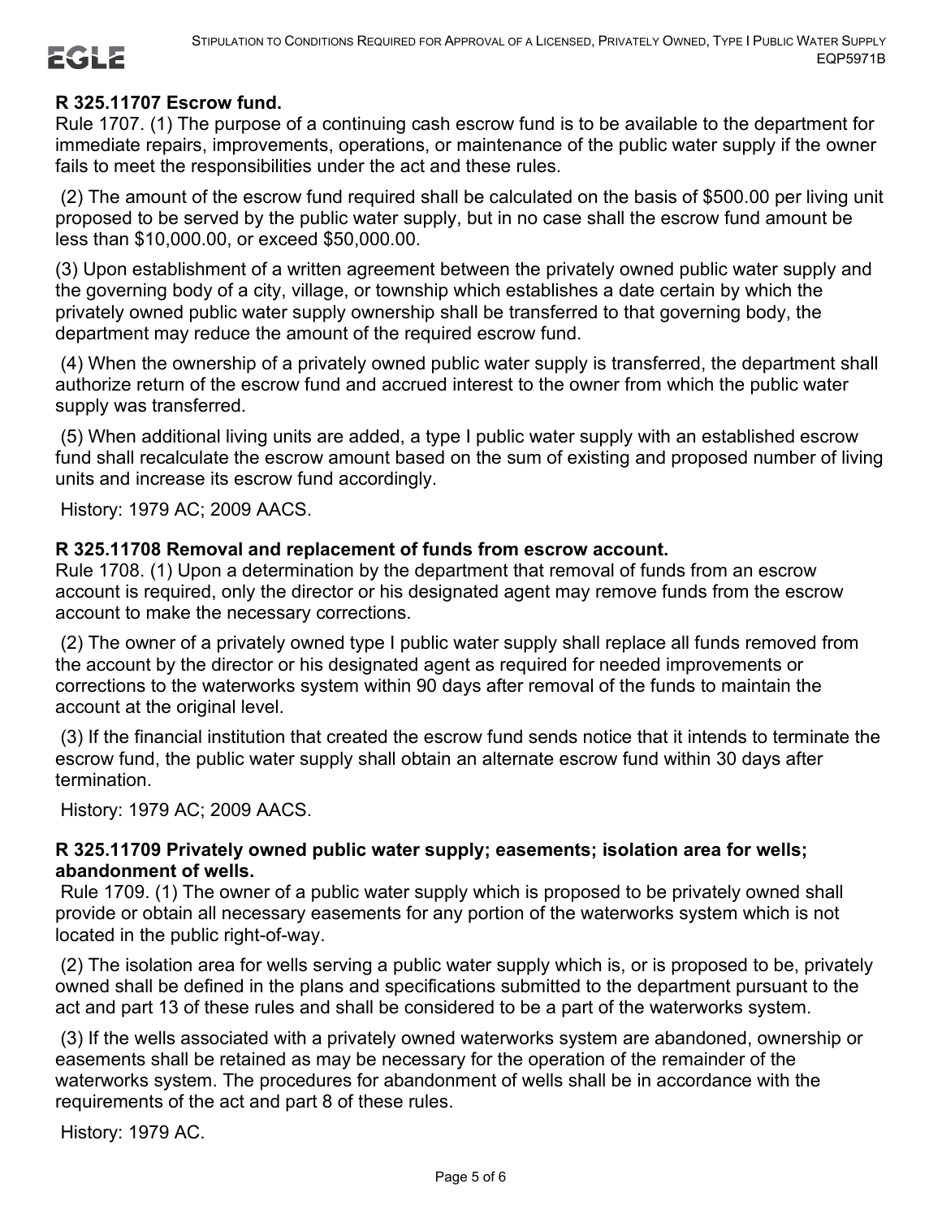### R 325.11707 Escrow fund.

Rule 1707. (1) The purpose of a continuing cash escrow fund is to be available to the department for immediate repairs, improvements, operations, or maintenance of the public water supply if the owner fails to meet the responsibilities under the act and these rules.

(2) The amount of the escrow fund required shall be calculated on the basis of $500.00 per living unit proposed to be served by the public water supply, but in no case shall the escrow fund amount be less than $10,000.00, or exceed $50,000.00.

(3) Upon establishment of a written agreement between the privately owned public water supply and the governing body of a city, village, or township which establishes a date certain by which the privately owned public water supply ownership shall be transferred to that governing body, the department may reduce the amount of the required escrow fund.

(4) When the ownership of a privately owned public water supply is transferred, the department shall authorize return of the escrow fund and accrued interest to the owner from which the public water supply was transferred.

(5) When additional living units are added, a type I public water supply with an established escrow fund shall recalculate the escrow amount based on the sum of existing and proposed number of living units and increase its escrow fund accordingly.

History: 1979 AC; 2009 AACS.

### R 325.11708 Removal and replacement of funds from escrow account.

Rule 1708. (1) Upon a determination by the department that removal of funds from an escrow account is required, only the director or his designated agent may remove funds from the escrow account to make the necessary corrections.

(2) The owner of a privately owned type I public water supply shall replace all funds removed from the account by the director or his designated agent as required for needed improvements or corrections to the waterworks system within 90 days after removal of the funds to maintain the account at the original level.

(3) If the financial institution that created the escrow fund sends notice that it intends to terminate the escrow fund, the public water supply shall obtain an alternate escrow fund within 30 days after termination.

History: 1979 AC; 2009 AACS.

### R 325.11709 Privately owned public water supply; easements; isolation area for wells; abandonment of wells.

Rule 1709. (1) The owner of a public water supply which is proposed to be privately owned shall provide or obtain all necessary easements for any portion of the waterworks system which is not located in the public right-of-way.

(2) The isolation area for wells serving a public water supply which is, or is proposed to be, privately owned shall be defined in the plans and specifications submitted to the department pursuant to the act and part 13 of these rules and shall be considered to be a part of the waterworks system.

(3) If the wells associated with a privately owned waterworks system are abandoned, ownership or easements shall be retained as may be necessary for the operation of the remainder of the waterworks system. The procedures for abandonment of wells shall be in accordance with the requirements of the act and part 8 of these rules.

History: 1979 AC.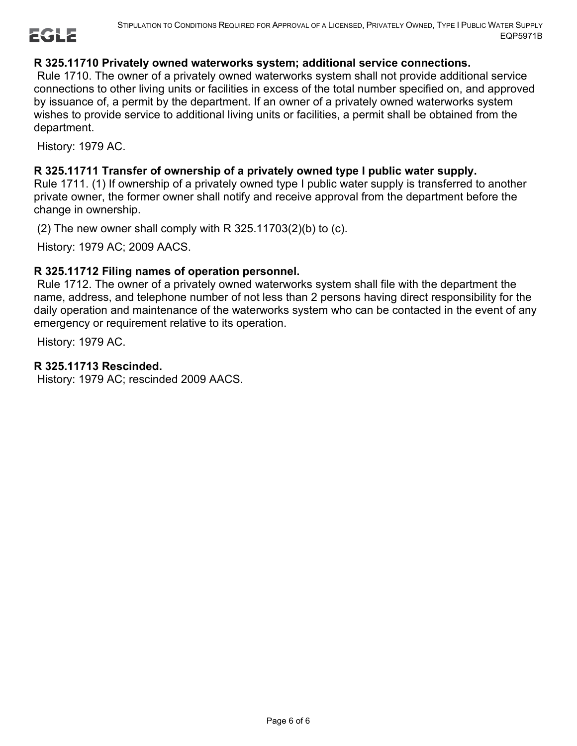**R 325.11710 Privately owned waterworks system; additional service connections.**

Rule 1710. The owner of a privately owned waterworks system shall not provide additional service connections to other living units or facilities in excess of the total number specified on, and approved by issuance of, a permit by the department. If an owner of a privately owned waterworks system wishes to provide service to additional living units or facilities, a permit shall be obtained from the department.

History: 1979 AC.

**R 325.11711 Transfer of ownership of a privately owned type I public water supply.**

Rule 1711. (1) If ownership of a privately owned type I public water supply is transferred to another private owner, the former owner shall notify and receive approval from the department before the change in ownership.

(2) The new owner shall comply with R 325.11703(2)(b) to (c).

History: 1979 AC; 2009 AACS.

**R 325.11712 Filing names of operation personnel.**

Rule 1712. The owner of a privately owned waterworks system shall file with the department the name, address, and telephone number of not less than 2 persons having direct responsibility for the daily operation and maintenance of the waterworks system who can be contacted in the event of any emergency or requirement relative to its operation.

History: 1979 AC.

**R 325.11713 Rescinded.**

History: 1979 AC; rescinded 2009 AACS.